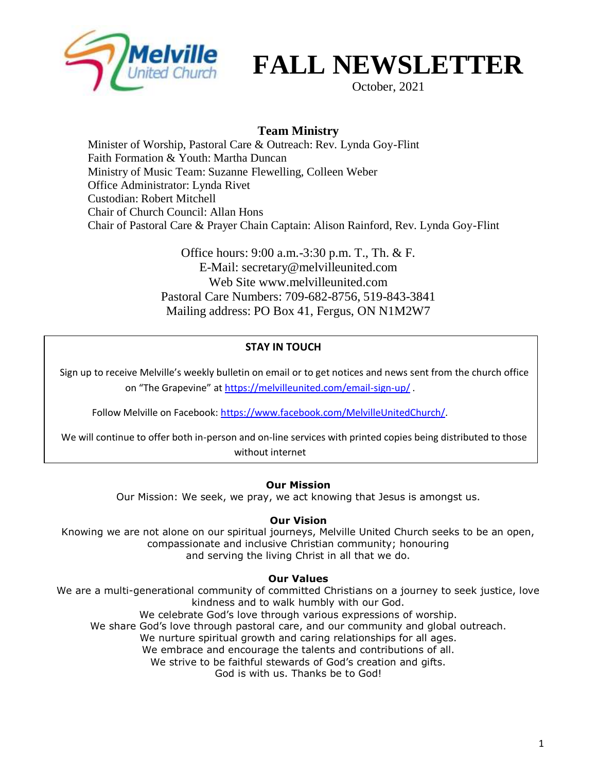Melville United Church

# FALL NEWSLETTER

October, 2021

## Team Ministry

Minister of Worship, Pastoral Care & Outreach: Rev. Lynda Goy-Flint
Faith Formation & Youth: Martha Duncan
Ministry of Music Team: Suzanne Flewelling, Colleen Weber
Office Administrator: Lynda Rivet
Custodian: Robert Mitchell
Chair of Church Council: Allan Hons
Chair of Pastoral Care & Prayer Chain Captain: Alison Rainford, Rev. Lynda Goy-Flint

Office hours: 9:00 a.m.-3:30 p.m. T., Th. & F.
E-Mail: secretary@melvilleunited.com
Web Site www.melvilleunited.com
Pastoral Care Numbers: 709-682-8756, 519-843-3841
Mailing address: PO Box 41, Fergus, ON N1M2W7

**STAY IN TOUCH**

Sign up to receive Melville's weekly bulletin on email or to get notices and news sent from the church office on "The Grapevine" at https://melvilleunited.com/email-sign-up/ .

Follow Melville on Facebook: https://www.facebook.com/MelvilleUnitedChurch/.

We will continue to offer both in-person and on-line services with printed copies being distributed to those without internet

**Our Mission**

Our Mission: We seek, we pray, we act knowing that Jesus is amongst us.

**Our Vision**

Knowing we are not alone on our spiritual journeys, Melville United Church seeks to be an open, compassionate and inclusive Christian community; honouring and serving the living Christ in all that we do.

**Our Values**

We are a multi-generational community of committed Christians on a journey to seek justice, love kindness and to walk humbly with our God.
We celebrate God's love through various expressions of worship.
We share God's love through pastoral care, and our community and global outreach.
We nurture spiritual growth and caring relationships for all ages.
We embrace and encourage the talents and contributions of all.
We strive to be faithful stewards of God's creation and gifts.
God is with us. Thanks be to God!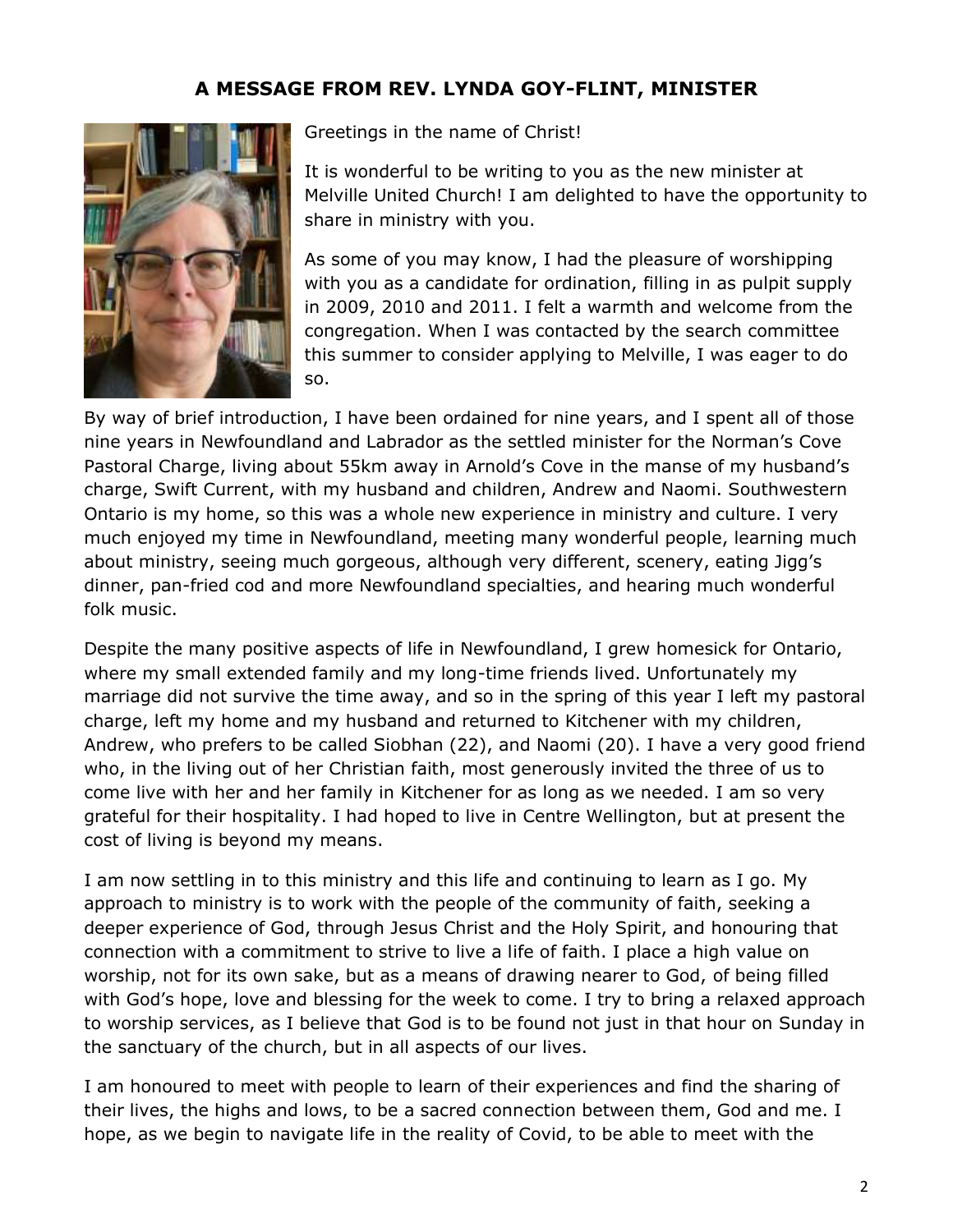## A MESSAGE FROM REV. LYNDA GOY-FLINT, MINISTER

Greetings in the name of Christ!

It is wonderful to be writing to you as the new minister at Melville United Church! I am delighted to have the opportunity to share in ministry with you.

As some of you may know, I had the pleasure of worshipping with you as a candidate for ordination, filling in as pulpit supply in 2009, 2010 and 2011. I felt a warmth and welcome from the congregation. When I was contacted by the search committee this summer to consider applying to Melville, I was eager to do so.

By way of brief introduction, I have been ordained for nine years, and I spent all of those nine years in Newfoundland and Labrador as the settled minister for the Norman's Cove Pastoral Charge, living about 55km away in Arnold's Cove in the manse of my husband's charge, Swift Current, with my husband and children, Andrew and Naomi. Southwestern Ontario is my home, so this was a whole new experience in ministry and culture. I very much enjoyed my time in Newfoundland, meeting many wonderful people, learning much about ministry, seeing much gorgeous, although very different, scenery, eating Jigg's dinner, pan-fried cod and more Newfoundland specialties, and hearing much wonderful folk music.

Despite the many positive aspects of life in Newfoundland, I grew homesick for Ontario, where my small extended family and my long-time friends lived. Unfortunately my marriage did not survive the time away, and so in the spring of this year I left my pastoral charge, left my home and my husband and returned to Kitchener with my children, Andrew, who prefers to be called Siobhan (22), and Naomi (20). I have a very good friend who, in the living out of her Christian faith, most generously invited the three of us to come live with her and her family in Kitchener for as long as we needed. I am so very grateful for their hospitality. I had hoped to live in Centre Wellington, but at present the cost of living is beyond my means.

I am now settling in to this ministry and this life and continuing to learn as I go. My approach to ministry is to work with the people of the community of faith, seeking a deeper experience of God, through Jesus Christ and the Holy Spirit, and honouring that connection with a commitment to strive to live a life of faith. I place a high value on worship, not for its own sake, but as a means of drawing nearer to God, of being filled with God's hope, love and blessing for the week to come. I try to bring a relaxed approach to worship services, as I believe that God is to be found not just in that hour on Sunday in the sanctuary of the church, but in all aspects of our lives.

I am honoured to meet with people to learn of their experiences and find the sharing of their lives, the highs and lows, to be a sacred connection between them, God and me. I hope, as we begin to navigate life in the reality of Covid, to be able to meet with the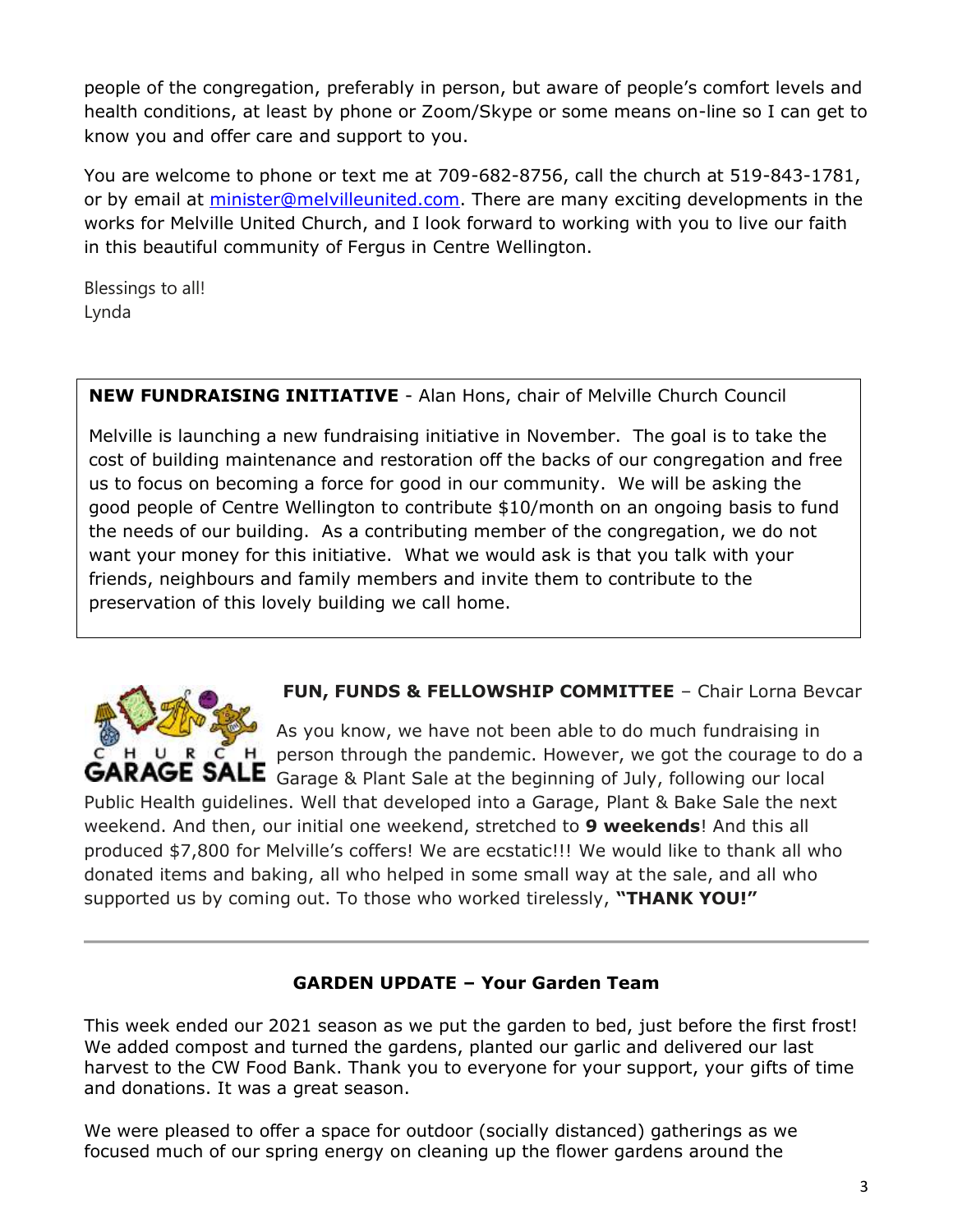people of the congregation, preferably in person, but aware of people's comfort levels and health conditions, at least by phone or Zoom/Skype or some means on-line so I can get to know you and offer care and support to you.

You are welcome to phone or text me at 709-682-8756, call the church at 519-843-1781, or by email at minister@melvilleunited.com. There are many exciting developments in the works for Melville United Church, and I look forward to working with you to live our faith in this beautiful community of Fergus in Centre Wellington.

Blessings to all!
Lynda

**NEW FUNDRAISING INITIATIVE** - Alan Hons, chair of Melville Church Council

Melville is launching a new fundraising initiative in November. The goal is to take the cost of building maintenance and restoration off the backs of our congregation and free us to focus on becoming a force for good in our community. We will be asking the good people of Centre Wellington to contribute $10/month on an ongoing basis to fund the needs of our building. As a contributing member of the congregation, we do not want your money for this initiative. What we would ask is that you talk with your friends, neighbours and family members and invite them to contribute to the preservation of this lovely building we call home.

**FUN, FUNDS & FELLOWSHIP COMMITTEE** – Chair Lorna Bevcar

As you know, we have not been able to do much fundraising in person through the pandemic. However, we got the courage to do a Garage & Plant Sale at the beginning of July, following our local Public Health guidelines. Well that developed into a Garage, Plant & Bake Sale the next weekend. And then, our initial one weekend, stretched to **9 weekends**! And this all produced $7,800 for Melville's coffers! We are ecstatic!!! We would like to thank all who donated items and baking, all who helped in some small way at the sale, and all who supported us by coming out. To those who worked tirelessly, **"THANK YOU!"**

---

**GARDEN UPDATE – Your Garden Team**

This week ended our 2021 season as we put the garden to bed, just before the first frost! We added compost and turned the gardens, planted our garlic and delivered our last harvest to the CW Food Bank. Thank you to everyone for your support, your gifts of time and donations. It was a great season.

We were pleased to offer a space for outdoor (socially distanced) gatherings as we focused much of our spring energy on cleaning up the flower gardens around the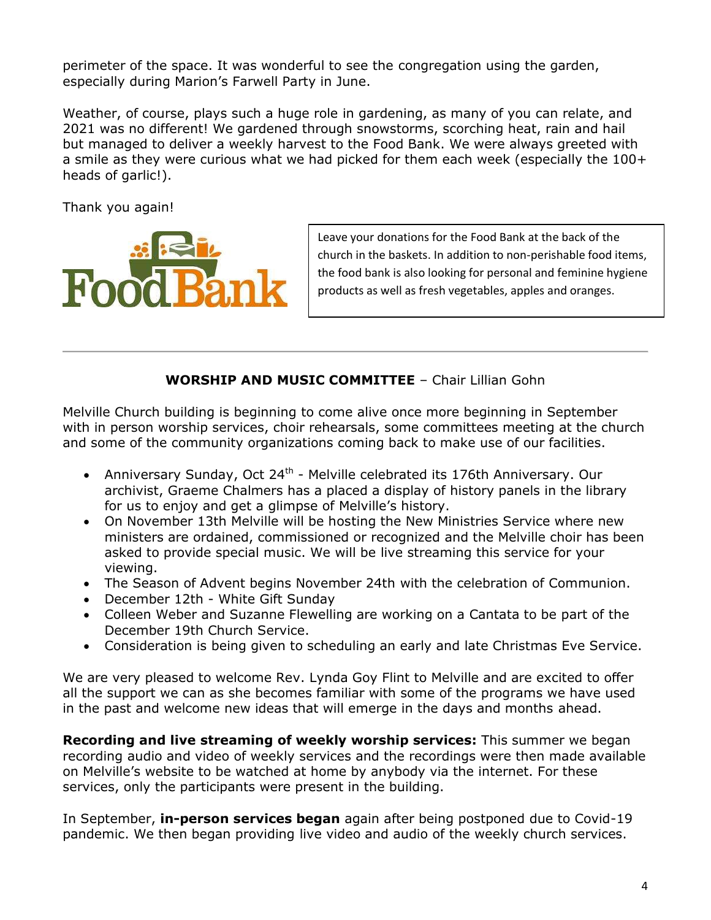perimeter of the space. It was wonderful to see the congregation using the garden, especially during Marion's Farwell Party in June.

Weather, of course, plays such a huge role in gardening, as many of you can relate, and 2021 was no different! We gardened through snowstorms, scorching heat, rain and hail but managed to deliver a weekly harvest to the Food Bank. We were always greeted with a smile as they were curious what we had picked for them each week (especially the 100+ heads of garlic!).

Thank you again!

Food Bank

Leave your donations for the Food Bank at the back of the church in the baskets. In addition to non-perishable food items, the food bank is also looking for personal and feminine hygiene products as well as fresh vegetables, apples and oranges.

---

## WORSHIP AND MUSIC COMMITTEE – Chair Lillian Gohn

Melville Church building is beginning to come alive once more beginning in September with in person worship services, choir rehearsals, some committees meeting at the church and some of the community organizations coming back to make use of our facilities.

- Anniversary Sunday, Oct 24th - Melville celebrated its 176th Anniversary. Our archivist, Graeme Chalmers has a placed a display of history panels in the library for us to enjoy and get a glimpse of Melville's history.
- On November 13th Melville will be hosting the New Ministries Service where new ministers are ordained, commissioned or recognized and the Melville choir has been asked to provide special music. We will be live streaming this service for your viewing.
- The Season of Advent begins November 24th with the celebration of Communion.
- December 12th - White Gift Sunday
- Colleen Weber and Suzanne Flewelling are working on a Cantata to be part of the December 19th Church Service.
- Consideration is being given to scheduling an early and late Christmas Eve Service.

We are very pleased to welcome Rev. Lynda Goy Flint to Melville and are excited to offer all the support we can as she becomes familiar with some of the programs we have used in the past and welcome new ideas that will emerge in the days and months ahead.

**Recording and live streaming of weekly worship services:** This summer we began recording audio and video of weekly services and the recordings were then made available on Melville's website to be watched at home by anybody via the internet. For these services, only the participants were present in the building.

In September, **in-person services began** again after being postponed due to Covid-19 pandemic. We then began providing live video and audio of the weekly church services.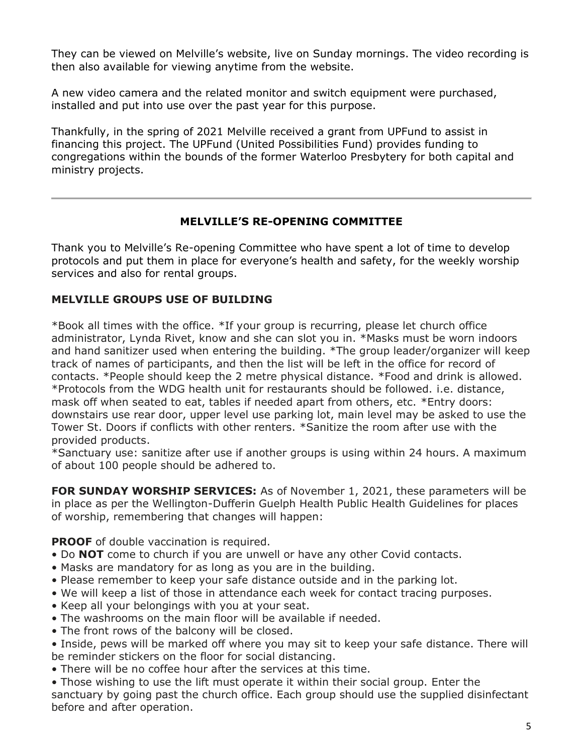They can be viewed on Melville's website, live on Sunday mornings. The video recording is then also available for viewing anytime from the website.

A new video camera and the related monitor and switch equipment were purchased, installed and put into use over the past year for this purpose.

Thankfully, in the spring of 2021 Melville received a grant from UPFund to assist in financing this project. The UPFund (United Possibilities Fund) provides funding to congregations within the bounds of the former Waterloo Presbytery for both capital and ministry projects.

---

## MELVILLE'S RE-OPENING COMMITTEE

Thank you to Melville's Re-opening Committee who have spent a lot of time to develop protocols and put them in place for everyone's health and safety, for the weekly worship services and also for rental groups.

### MELVILLE GROUPS USE OF BUILDING

*Book all times with the office. *If your group is recurring, please let church office administrator, Lynda Rivet, know and she can slot you in. *Masks must be worn indoors and hand sanitizer used when entering the building. *The group leader/organizer will keep track of names of participants, and then the list will be left in the office for record of contacts. *People should keep the 2 metre physical distance. *Food and drink is allowed. *Protocols from the WDG health unit for restaurants should be followed. i.e. distance, mask off when seated to eat, tables if needed apart from others, etc. *Entry doors: downstairs use rear door, upper level use parking lot, main level may be asked to use the Tower St. Doors if conflicts with other renters. *Sanitize the room after use with the provided products.
*Sanctuary use: sanitize after use if another groups is using within 24 hours. A maximum of about 100 people should be adhered to.

**FOR SUNDAY WORSHIP SERVICES:** As of November 1, 2021, these parameters will be in place as per the Wellington-Dufferin Guelph Health Public Health Guidelines for places of worship, remembering that changes will happen:

**PROOF** of double vaccination is required.

- Do **NOT** come to church if you are unwell or have any other Covid contacts.
- Masks are mandatory for as long as you are in the building.
- Please remember to keep your safe distance outside and in the parking lot.
- We will keep a list of those in attendance each week for contact tracing purposes.
- Keep all your belongings with you at your seat.
- The washrooms on the main floor will be available if needed.
- The front rows of the balcony will be closed.
- Inside, pews will be marked off where you may sit to keep your safe distance. There will be reminder stickers on the floor for social distancing.
- There will be no coffee hour after the services at this time.
- Those wishing to use the lift must operate it within their social group. Enter the sanctuary by going past the church office. Each group should use the supplied disinfectant before and after operation.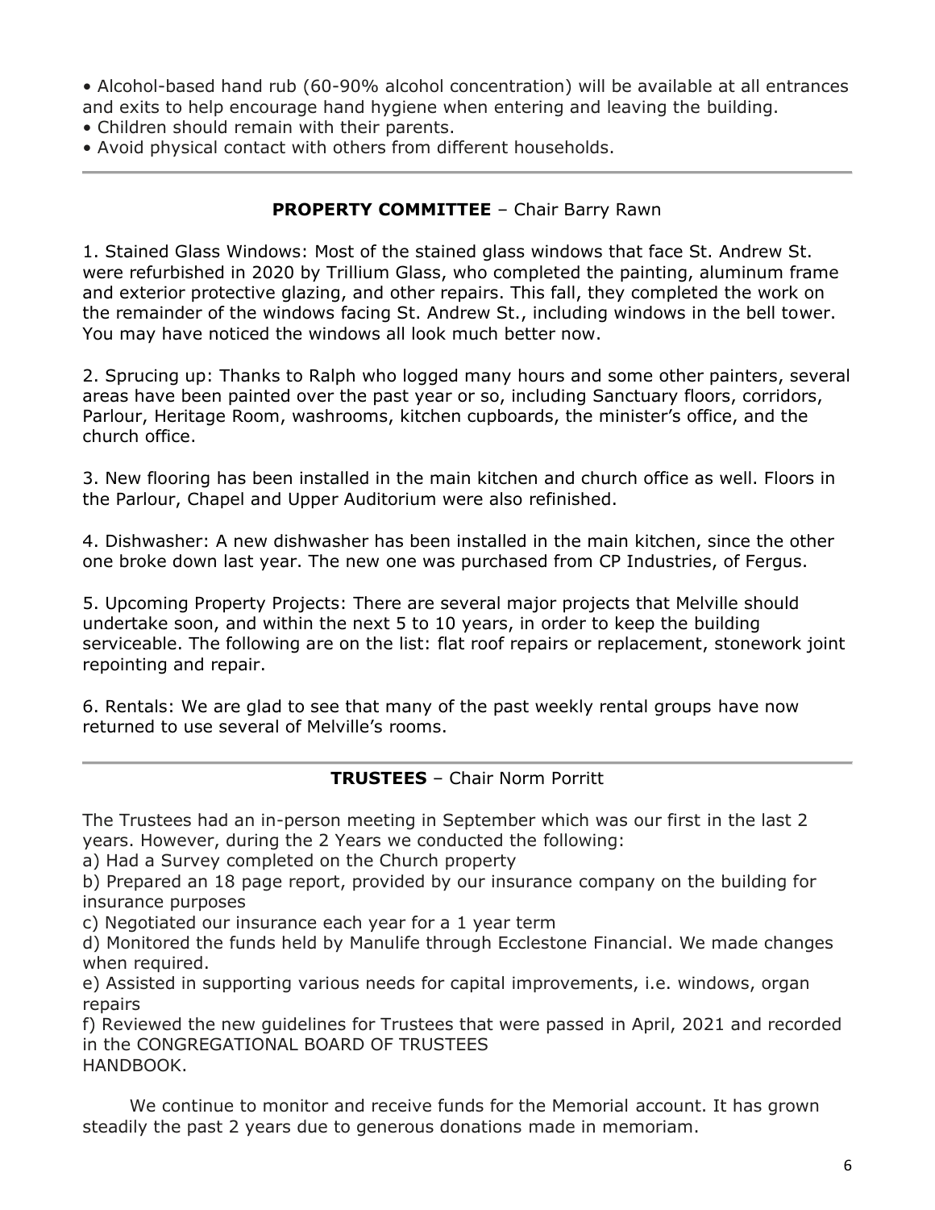- Alcohol-based hand rub (60-90% alcohol concentration) will be available at all entrances and exits to help encourage hand hygiene when entering and leaving the building.
- Children should remain with their parents.
- Avoid physical contact with others from different households.

---

## **PROPERTY COMMITTEE** – Chair Barry Rawn

1. Stained Glass Windows: Most of the stained glass windows that face St. Andrew St. were refurbished in 2020 by Trillium Glass, who completed the painting, aluminum frame and exterior protective glazing, and other repairs. This fall, they completed the work on the remainder of the windows facing St. Andrew St., including windows in the bell tower. You may have noticed the windows all look much better now.

2. Sprucing up: Thanks to Ralph who logged many hours and some other painters, several areas have been painted over the past year or so, including Sanctuary floors, corridors, Parlour, Heritage Room, washrooms, kitchen cupboards, the minister's office, and the church office.

3. New flooring has been installed in the main kitchen and church office as well. Floors in the Parlour, Chapel and Upper Auditorium were also refinished.

4. Dishwasher: A new dishwasher has been installed in the main kitchen, since the other one broke down last year. The new one was purchased from CP Industries, of Fergus.

5. Upcoming Property Projects: There are several major projects that Melville should undertake soon, and within the next 5 to 10 years, in order to keep the building serviceable. The following are on the list: flat roof repairs or replacement, stonework joint repointing and repair.

6. Rentals: We are glad to see that many of the past weekly rental groups have now returned to use several of Melville's rooms.

---

## **TRUSTEES** – Chair Norm Porritt

The Trustees had an in-person meeting in September which was our first in the last 2 years. However, during the 2 Years we conducted the following:

a) Had a Survey completed on the Church property
b) Prepared an 18 page report, provided by our insurance company on the building for insurance purposes
c) Negotiated our insurance each year for a 1 year term
d) Monitored the funds held by Manulife through Ecclestone Financial. We made changes when required.
e) Assisted in supporting various needs for capital improvements, i.e. windows, organ repairs
f) Reviewed the new guidelines for Trustees that were passed in April, 2021 and recorded in the CONGREGATIONAL BOARD OF TRUSTEES HANDBOOK.

We continue to monitor and receive funds for the Memorial account. It has grown steadily the past 2 years due to generous donations made in memoriam.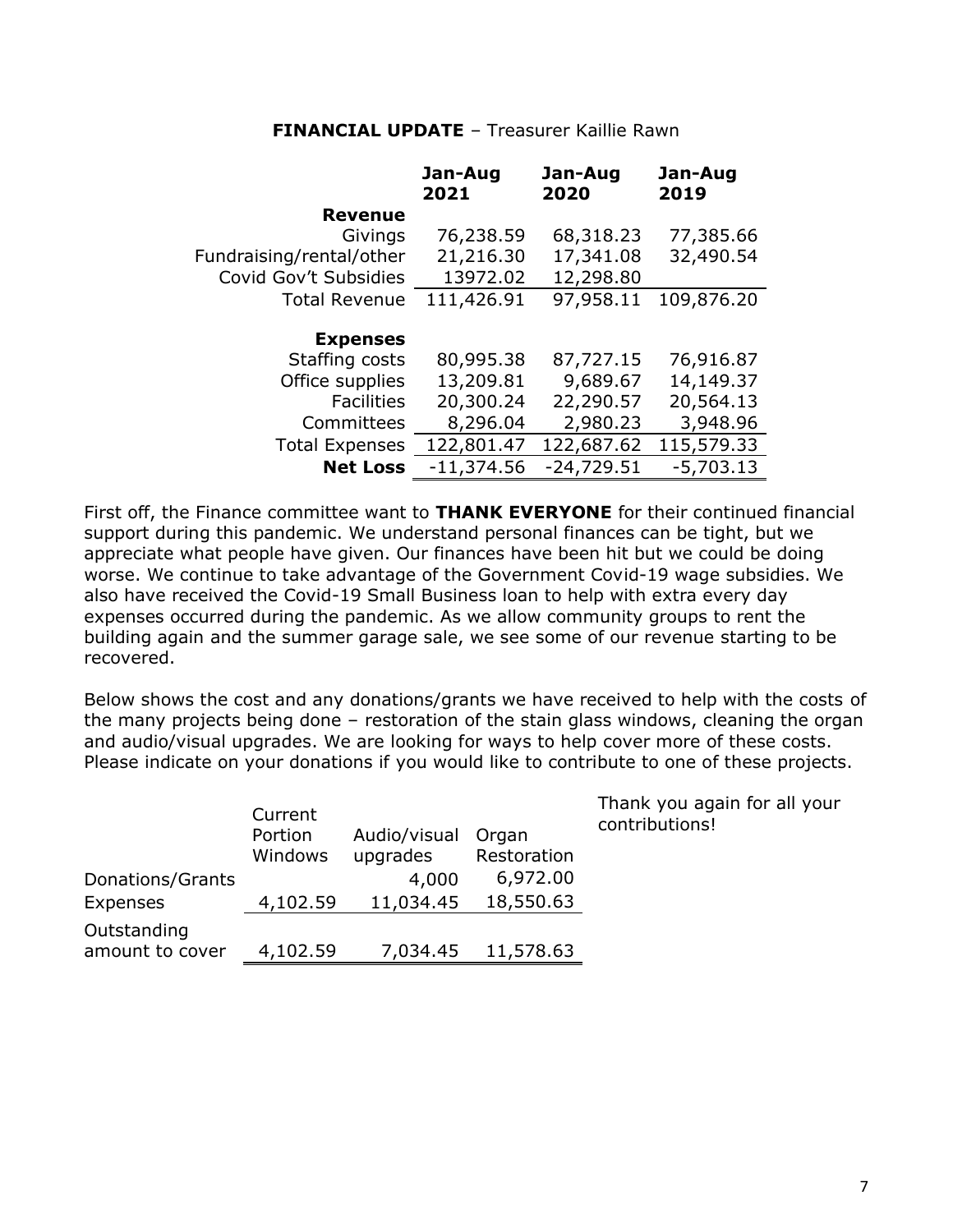**FINANCIAL UPDATE** – Treasurer Kaillie Rawn

| | **Jan-Aug 2021** | **Jan-Aug 2020** | **Jan-Aug 2019** |
|---|---|---|---|
| **Revenue** | | | |
| Givings | 76,238.59 | 68,318.23 | 77,385.66 |
| Fundraising/rental/other | 21,216.30 | 17,341.08 | 32,490.54 |
| Covid Gov't Subsidies | 13972.02 | 12,298.80 | |
| Total Revenue | 111,426.91 | 97,958.11 | 109,876.20 |
| **Expenses** | | | |
| Staffing costs | 80,995.38 | 87,727.15 | 76,916.87 |
| Office supplies | 13,209.81 | 9,689.67 | 14,149.37 |
| Facilities | 20,300.24 | 22,290.57 | 20,564.13 |
| Committees | 8,296.04 | 2,980.23 | 3,948.96 |
| Total Expenses | 122,801.47 | 122,687.62 | 115,579.33 |
| **Net Loss** | -11,374.56 | -24,729.51 | -5,703.13 |

First off, the Finance committee want to **THANK EVERYONE** for their continued financial support during this pandemic. We understand personal finances can be tight, but we appreciate what people have given. Our finances have been hit but we could be doing worse. We continue to take advantage of the Government Covid-19 wage subsidies. We also have received the Covid-19 Small Business loan to help with extra every day expenses occurred during the pandemic. As we allow community groups to rent the building again and the summer garage sale, we see some of our revenue starting to be recovered.

Below shows the cost and any donations/grants we have received to help with the costs of the many projects being done – restoration of the stain glass windows, cleaning the organ and audio/visual upgrades. We are looking for ways to help cover more of these costs. Please indicate on your donations if you would like to contribute to one of these projects.

| | Current Portion Windows | Audio/visual upgrades | Organ Restoration |
|---|---|---|---|
| Donations/Grants | | 4,000 | 6,972.00 |
| Expenses | 4,102.59 | 11,034.45 | 18,550.63 |
| Outstanding amount to cover | 4,102.59 | 7,034.45 | 11,578.63 |

Thank you again for all your contributions!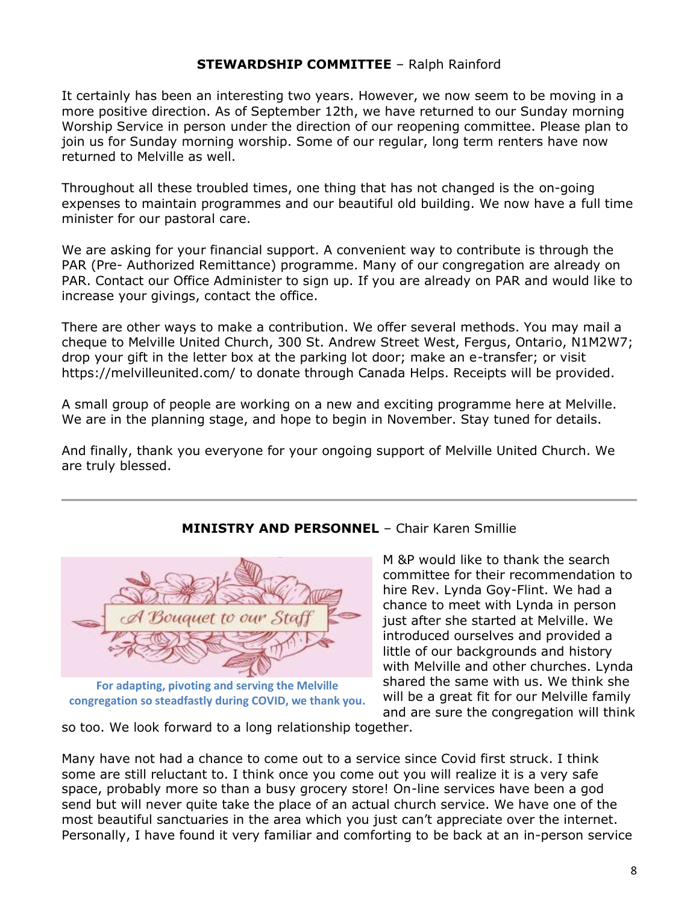**STEWARDSHIP COMMITTEE** – Ralph Rainford

It certainly has been an interesting two years. However, we now seem to be moving in a more positive direction. As of September 12th, we have returned to our Sunday morning Worship Service in person under the direction of our reopening committee. Please plan to join us for Sunday morning worship. Some of our regular, long term renters have now returned to Melville as well.

Throughout all these troubled times, one thing that has not changed is the on-going expenses to maintain programmes and our beautiful old building. We now have a full time minister for our pastoral care.

We are asking for your financial support. A convenient way to contribute is through the PAR (Pre- Authorized Remittance) programme. Many of our congregation are already on PAR. Contact our Office Administer to sign up. If you are already on PAR and would like to increase your givings, contact the office.

There are other ways to make a contribution. We offer several methods. You may mail a cheque to Melville United Church, 300 St. Andrew Street West, Fergus, Ontario, N1M2W7; drop your gift in the letter box at the parking lot door; make an e-transfer; or visit https://melvilleunited.com/ to donate through Canada Helps. Receipts will be provided.

A small group of people are working on a new and exciting programme here at Melville. We are in the planning stage, and hope to begin in November. Stay tuned for details.

And finally, thank you everyone for your ongoing support of Melville United Church. We are truly blessed.

---

**MINISTRY AND PERSONNEL** – Chair Karen Smillie

A Bouquet to our Staff

**For adapting, pivoting and serving the Melville congregation so steadfastly during COVID, we thank you.**

M &P would like to thank the search committee for their recommendation to hire Rev. Lynda Goy-Flint. We had a chance to meet with Lynda in person just after she started at Melville. We introduced ourselves and provided a little of our backgrounds and history with Melville and other churches. Lynda shared the same with us. We think she will be a great fit for our Melville family and are sure the congregation will think so too. We look forward to a long relationship together.

Many have not had a chance to come out to a service since Covid first struck. I think some are still reluctant to. I think once you come out you will realize it is a very safe space, probably more so than a busy grocery store! On-line services have been a god send but will never quite take the place of an actual church service. We have one of the most beautiful sanctuaries in the area which you just can't appreciate over the internet. Personally, I have found it very familiar and comforting to be back at an in-person service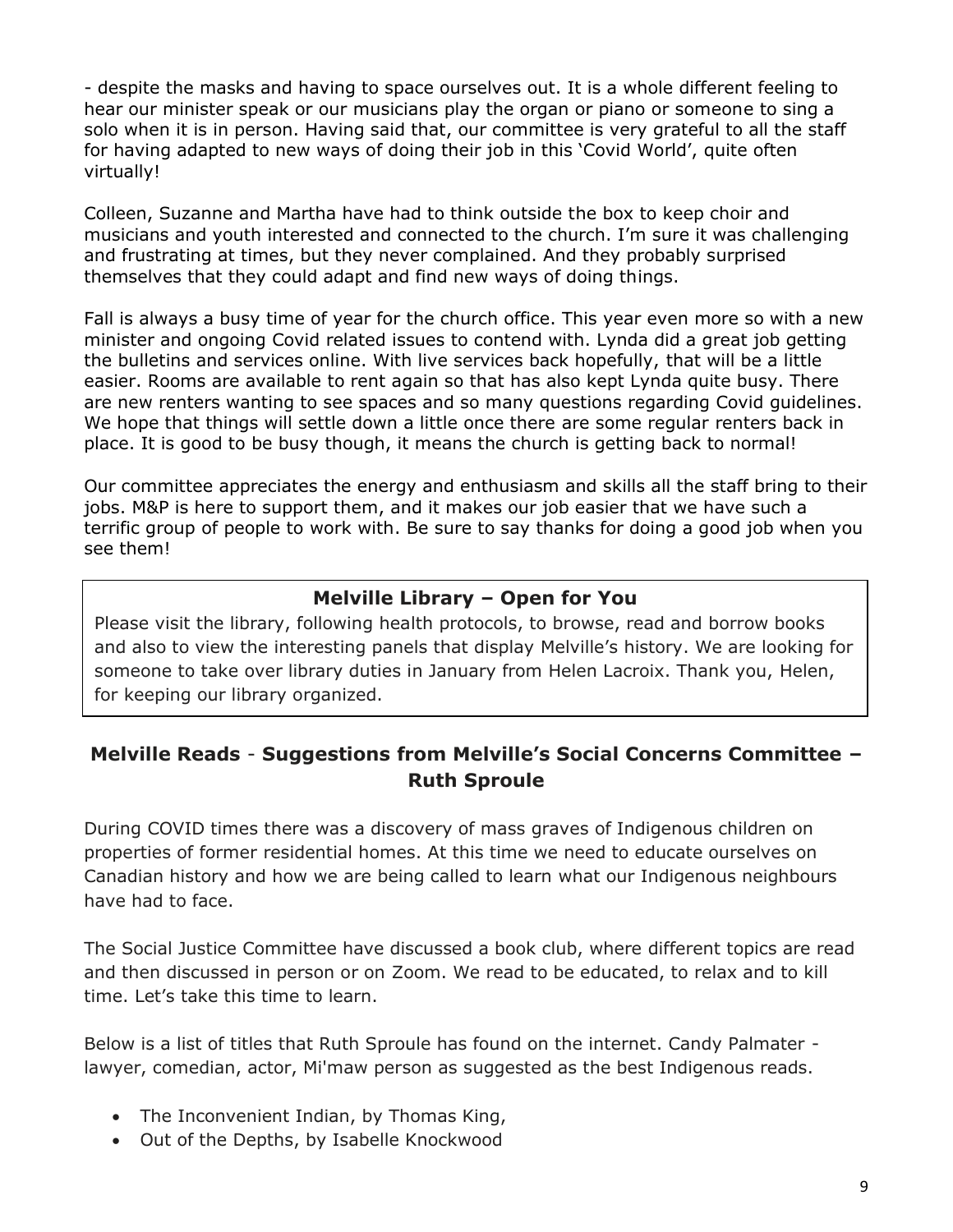- despite the masks and having to space ourselves out. It is a whole different feeling to hear our minister speak or our musicians play the organ or piano or someone to sing a solo when it is in person. Having said that, our committee is very grateful to all the staff for having adapted to new ways of doing their job in this 'Covid World', quite often virtually!

Colleen, Suzanne and Martha have had to think outside the box to keep choir and musicians and youth interested and connected to the church. I'm sure it was challenging and frustrating at times, but they never complained. And they probably surprised themselves that they could adapt and find new ways of doing things.

Fall is always a busy time of year for the church office. This year even more so with a new minister and ongoing Covid related issues to contend with. Lynda did a great job getting the bulletins and services online. With live services back hopefully, that will be a little easier. Rooms are available to rent again so that has also kept Lynda quite busy. There are new renters wanting to see spaces and so many questions regarding Covid guidelines. We hope that things will settle down a little once there are some regular renters back in place. It is good to be busy though, it means the church is getting back to normal!

Our committee appreciates the energy and enthusiasm and skills all the staff bring to their jobs. M&P is here to support them, and it makes our job easier that we have such a terrific group of people to work with. Be sure to say thanks for doing a good job when you see them!

## Melville Library – Open for You

Please visit the library, following health protocols, to browse, read and borrow books and also to view the interesting panels that display Melville's history. We are looking for someone to take over library duties in January from Helen Lacroix. Thank you, Helen, for keeping our library organized.

## Melville Reads - Suggestions from Melville's Social Concerns Committee – Ruth Sproule

During COVID times there was a discovery of mass graves of Indigenous children on properties of former residential homes. At this time we need to educate ourselves on Canadian history and how we are being called to learn what our Indigenous neighbours have had to face.

The Social Justice Committee have discussed a book club, where different topics are read and then discussed in person or on Zoom. We read to be educated, to relax and to kill time. Let's take this time to learn.

Below is a list of titles that Ruth Sproule has found on the internet. Candy Palmater - lawyer, comedian, actor, Mi'maw person as suggested as the best Indigenous reads.

- The Inconvenient Indian, by Thomas King,
- Out of the Depths, by Isabelle Knockwood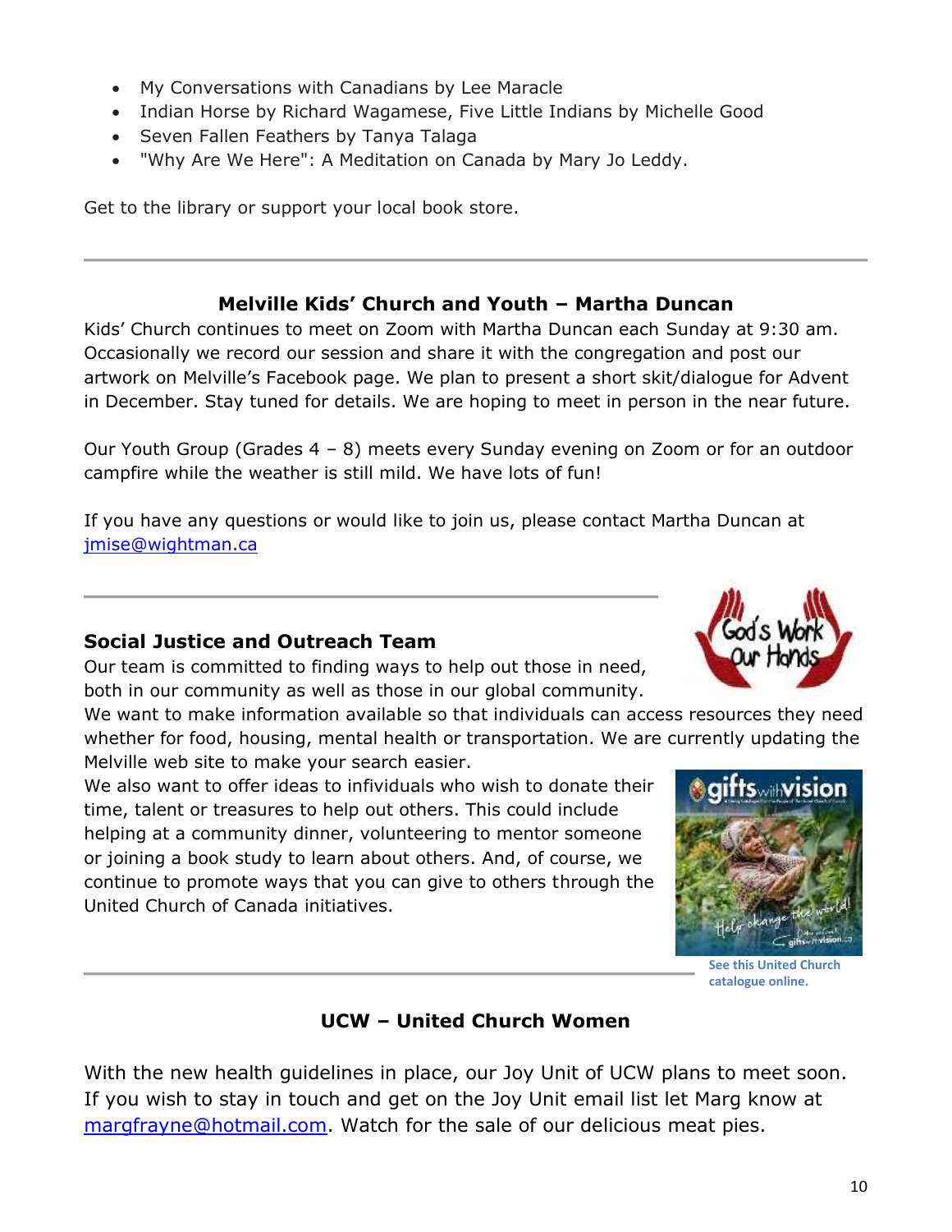- My Conversations with Canadians by Lee Maracle
- Indian Horse by Richard Wagamese, Five Little Indians by Michelle Good
- Seven Fallen Feathers by Tanya Talaga
- "Why Are We Here": A Meditation on Canada by Mary Jo Leddy.

Get to the library or support your local book store.

---

## Melville Kids' Church and Youth – Martha Duncan

Kids' Church continues to meet on Zoom with Martha Duncan each Sunday at 9:30 am. Occasionally we record our session and share it with the congregation and post our artwork on Melville's Facebook page. We plan to present a short skit/dialogue for Advent in December. Stay tuned for details. We are hoping to meet in person in the near future.

Our Youth Group (Grades 4 – 8) meets every Sunday evening on Zoom or for an outdoor campfire while the weather is still mild. We have lots of fun!

If you have any questions or would like to join us, please contact Martha Duncan at [jmise@wightman.ca](mailto:jmise@wightman.ca)

---

## Social Justice and Outreach Team

Our team is committed to finding ways to help out those in need, both in our community as well as those in our global community. We want to make information available so that individuals can access resources they need whether for food, housing, mental health or transportation. We are currently updating the Melville web site to make your search easier.

We also want to offer ideas to infividuals who wish to donate their time, talent or treasures to help out others. This could include helping at a community dinner, volunteering to mentor someone or joining a book study to learn about others. And, of course, we continue to promote ways that you can give to others through the United Church of Canada initiatives.

See this United Church catalogue online.

---

## UCW – United Church Women

With the new health guidelines in place, our Joy Unit of UCW plans to meet soon. If you wish to stay in touch and get on the Joy Unit email list let Marg know at [margfrayne@hotmail.com](mailto:margfrayne@hotmail.com). Watch for the sale of our delicious meat pies.